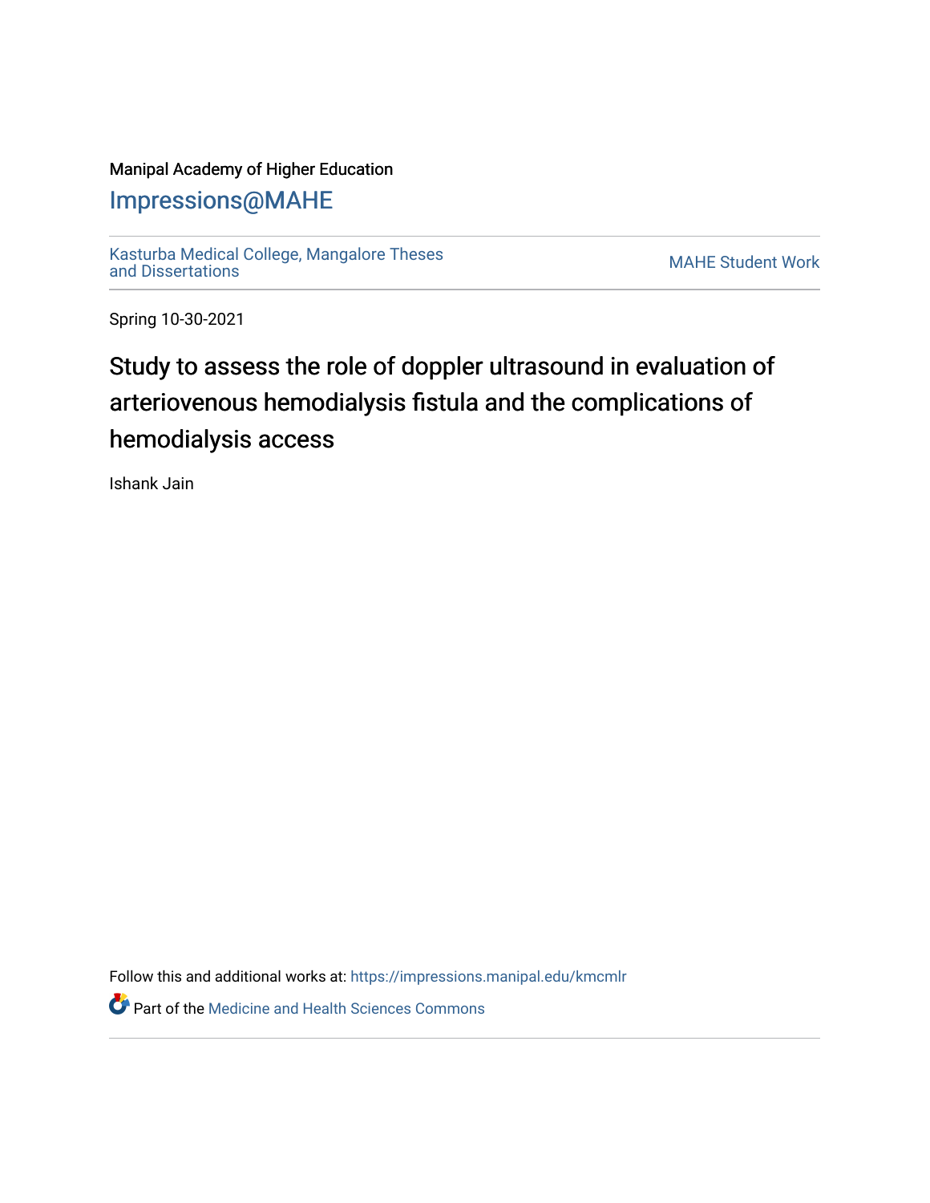Manipal Academy of Higher Education

Impressions@MAHE

Kasturba Medical College, Mangalore Theses and Dissertations

MAHE Student Work

Spring 10-30-2021

# Study to assess the role of doppler ultrasound in evaluation of arteriovenous hemodialysis fistula and the complications of hemodialysis access

Ishank Jain

Follow this and additional works at: https://impressions.manipal.edu/kmcmlr

Part of the Medicine and Health Sciences Commons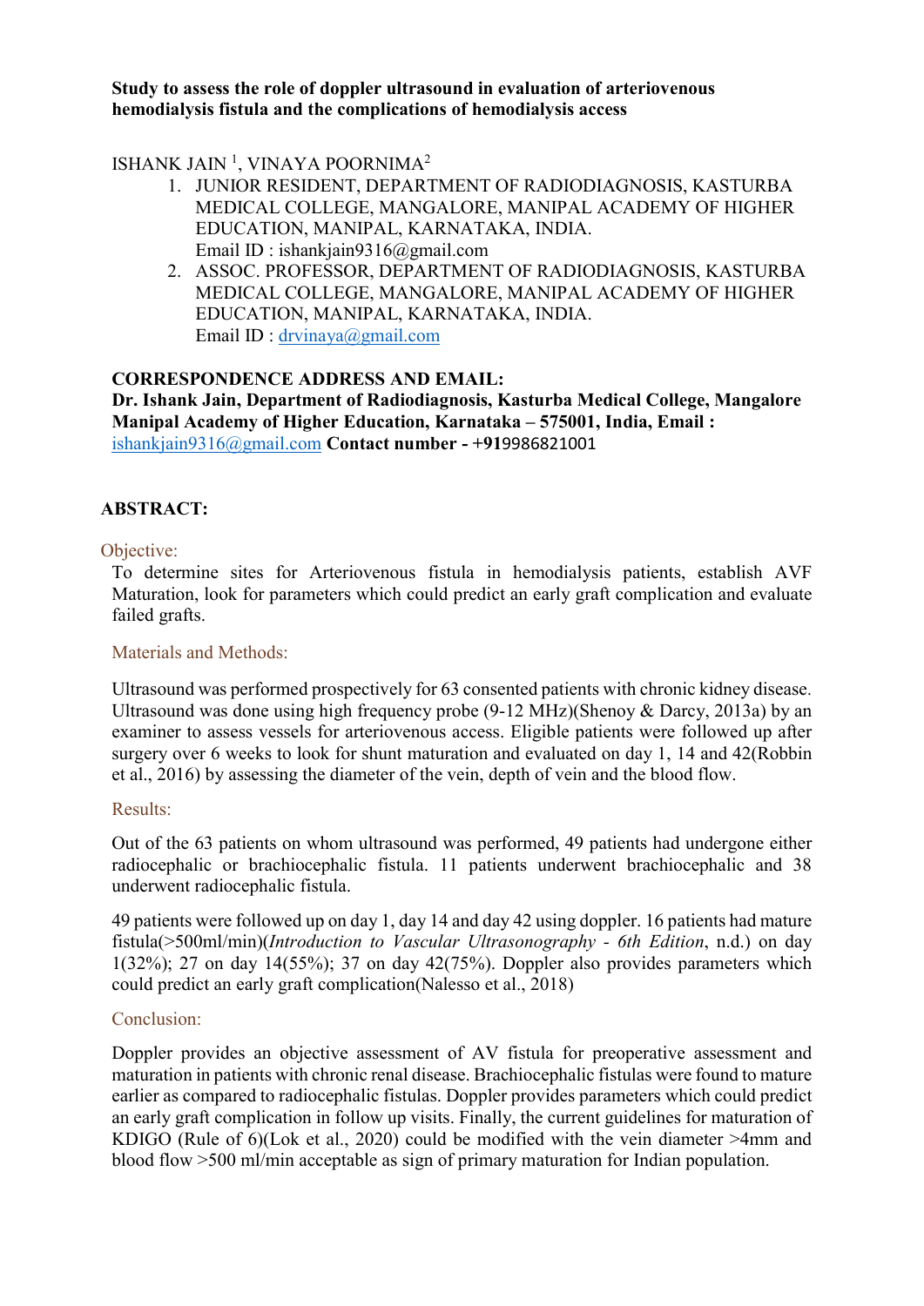**Study to assess the role of doppler ultrasound in evaluation of arteriovenous hemodialysis fistula and the complications of hemodialysis access**

ISHANK JAIN [1], VINAYA POORNIMA[2]

1. JUNIOR RESIDENT, DEPARTMENT OF RADIODIAGNOSIS, KASTURBA MEDICAL COLLEGE, MANGALORE, MANIPAL ACADEMY OF HIGHER EDUCATION, MANIPAL, KARNATAKA, INDIA.
   Email ID : ishankjain9316@gmail.com
2. ASSOC. PROFESSOR, DEPARTMENT OF RADIODIAGNOSIS, KASTURBA MEDICAL COLLEGE, MANGALORE, MANIPAL ACADEMY OF HIGHER EDUCATION, MANIPAL, KARNATAKA, INDIA.
   Email ID : drvinaya@gmail.com

**CORRESPONDENCE ADDRESS AND EMAIL:**
**Dr. Ishank Jain, Department of Radiodiagnosis, Kasturba Medical College, Mangalore Manipal Academy of Higher Education, Karnataka – 575001, India, Email :** ishankjain9316@gmail.com **Contact number - +91**9986821001

## ABSTRACT:

### Objective:

To determine sites for Arteriovenous fistula in hemodialysis patients, establish AVF Maturation, look for parameters which could predict an early graft complication and evaluate failed grafts.

### Materials and Methods:

Ultrasound was performed prospectively for 63 consented patients with chronic kidney disease. Ultrasound was done using high frequency probe (9-12 MHz)(Shenoy & Darcy, 2013a) by an examiner to assess vessels for arteriovenous access. Eligible patients were followed up after surgery over 6 weeks to look for shunt maturation and evaluated on day 1, 14 and 42(Robbin et al., 2016) by assessing the diameter of the vein, depth of vein and the blood flow.

### Results:

Out of the 63 patients on whom ultrasound was performed, 49 patients had undergone either radiocephalic or brachiocephalic fistula. 11 patients underwent brachiocephalic and 38 underwent radiocephalic fistula.

49 patients were followed up on day 1, day 14 and day 42 using doppler. 16 patients had mature fistula(>500ml/min)(*Introduction to Vascular Ultrasonography - 6th Edition*, n.d.) on day 1(32%); 27 on day 14(55%); 37 on day 42(75%). Doppler also provides parameters which could predict an early graft complication(Nalesso et al., 2018)

### Conclusion:

Doppler provides an objective assessment of AV fistula for preoperative assessment and maturation in patients with chronic renal disease. Brachiocephalic fistulas were found to mature earlier as compared to radiocephalic fistulas. Doppler provides parameters which could predict an early graft complication in follow up visits. Finally, the current guidelines for maturation of KDIGO (Rule of 6)(Lok et al., 2020) could be modified with the vein diameter >4mm and blood flow >500 ml/min acceptable as sign of primary maturation for Indian population.